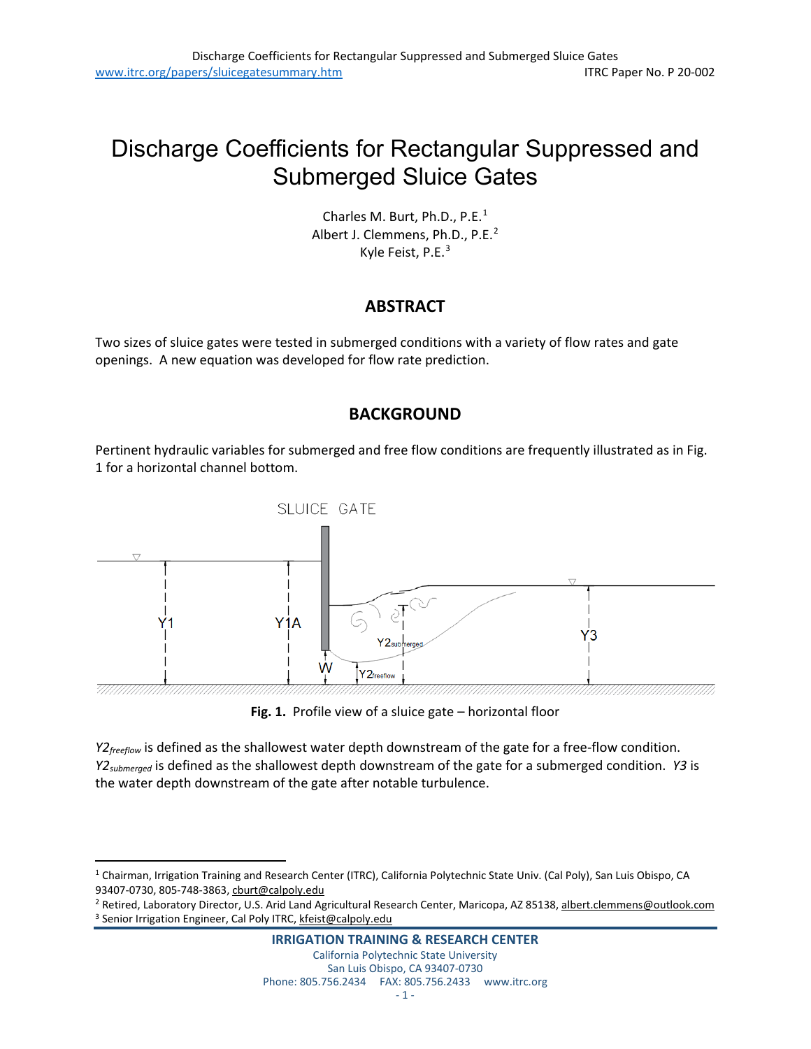# Discharge Coefficients for Rectangular Suppressed and Submerged Sluice Gates

Charles M. Burt, Ph.D., P.E.[1]
Albert J. Clemmens, Ph.D., P.E.[2]
Kyle Feist, P.E.[3]

## ABSTRACT

Two sizes of sluice gates were tested in submerged conditions with a variety of flow rates and gate openings. A new equation was developed for flow rate prediction.

## BACKGROUND

Pertinent hydraulic variables for submerged and free flow conditions are frequently illustrated as in Fig. 1 for a horizontal channel bottom.

**Fig. 1.** Profile view of a sluice gate – horizontal floor

$Y2_{freeflow}$ is defined as the shallowest water depth downstream of the gate for a free-flow condition. $Y2_{submerged}$ is defined as the shallowest depth downstream of the gate for a submerged condition. $Y3$ is the water depth downstream of the gate after notable turbulence.

---

[1] Chairman, Irrigation Training and Research Center (ITRC), California Polytechnic State Univ. (Cal Poly), San Luis Obispo, CA 93407-0730, 805-748-3863, cburt@calpoly.edu

[2] Retired, Laboratory Director, U.S. Arid Land Agricultural Research Center, Maricopa, AZ 85138, albert.clemmens@outlook.com

[3] Senior Irrigation Engineer, Cal Poly ITRC, kfeist@calpoly.edu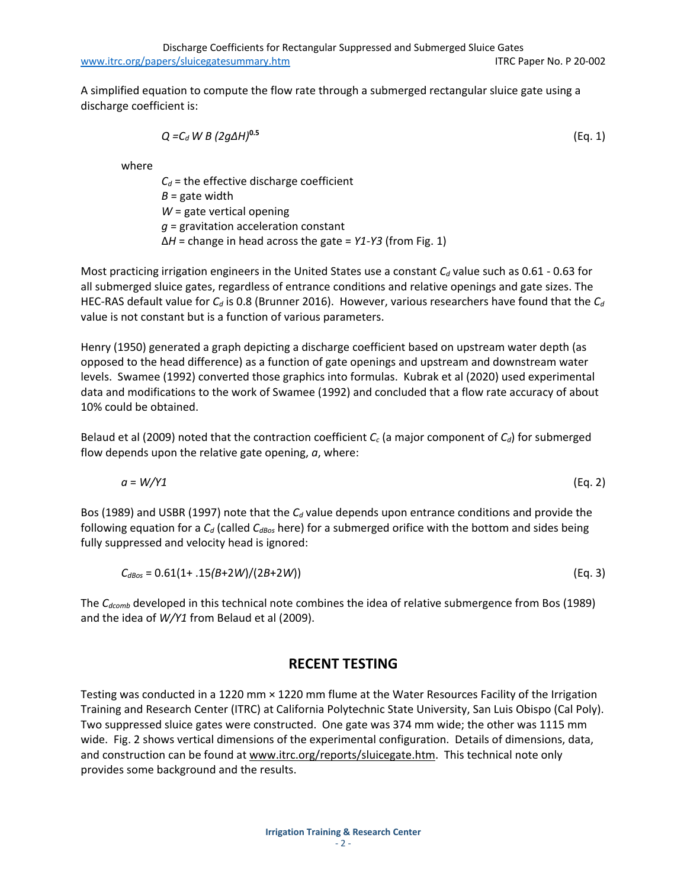A simplified equation to compute the flow rate through a submerged rectangular sluice gate using a discharge coefficient is:

$$Q = C_d \, W \, B \, (2g\Delta H)^{0.5} \quad \text{(Eq. 1)}$$

where

$C_d$ = the effective discharge coefficient
$B$ = gate width
$W$ = gate vertical opening
$g$ = gravitation acceleration constant
$\Delta H$ = change in head across the gate = $Y1$-$Y3$ (from Fig. 1)

Most practicing irrigation engineers in the United States use a constant $C_d$ value such as 0.61 - 0.63 for all submerged sluice gates, regardless of entrance conditions and relative openings and gate sizes. The HEC-RAS default value for $C_d$ is 0.8 (Brunner 2016). However, various researchers have found that the $C_d$ value is not constant but is a function of various parameters.

Henry (1950) generated a graph depicting a discharge coefficient based on upstream water depth (as opposed to the head difference) as a function of gate openings and upstream and downstream water levels. Swamee (1992) converted those graphics into formulas. Kubrak et al (2020) used experimental data and modifications to the work of Swamee (1992) and concluded that a flow rate accuracy of about 10% could be obtained.

Belaud et al (2009) noted that the contraction coefficient $C_c$ (a major component of $C_d$) for submerged flow depends upon the relative gate opening, $a$, where:

$$a = W/Y1 \quad \text{(Eq. 2)}$$

Bos (1989) and USBR (1997) note that the $C_d$ value depends upon entrance conditions and provide the following equation for a $C_d$ (called $C_{dBos}$ here) for a submerged orifice with the bottom and sides being fully suppressed and velocity head is ignored:

$$C_{dBos} = 0.61(1 + .15(B+2W)/(2B+2W)) \quad \text{(Eq. 3)}$$

The $C_{dcomb}$ developed in this technical note combines the idea of relative submergence from Bos (1989) and the idea of $W/Y1$ from Belaud et al (2009).

## RECENT TESTING

Testing was conducted in a 1220 mm × 1220 mm flume at the Water Resources Facility of the Irrigation Training and Research Center (ITRC) at California Polytechnic State University, San Luis Obispo (Cal Poly). Two suppressed sluice gates were constructed. One gate was 374 mm wide; the other was 1115 mm wide. Fig. 2 shows vertical dimensions of the experimental configuration. Details of dimensions, data, and construction can be found at www.itrc.org/reports/sluicegate.htm. This technical note only provides some background and the results.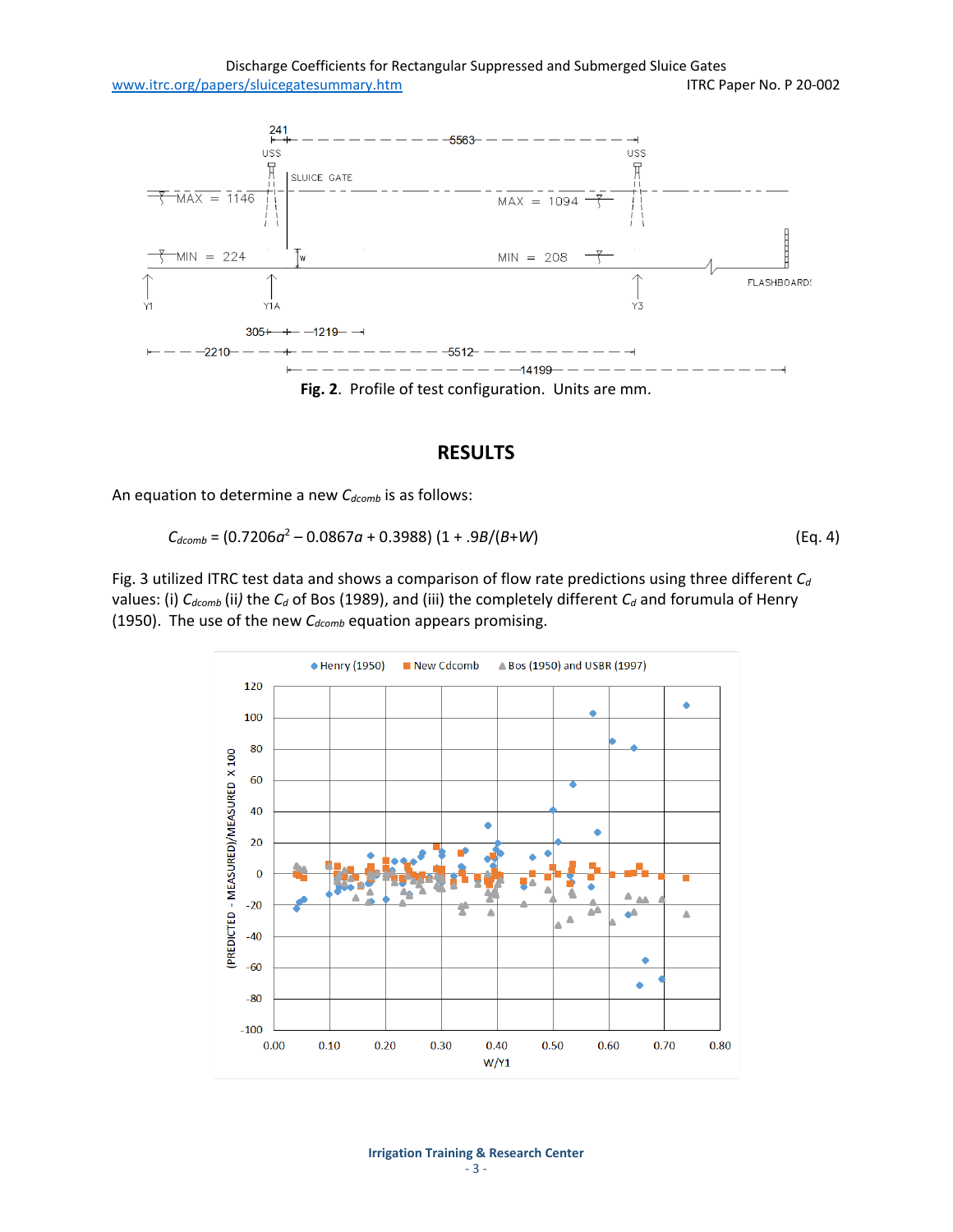Fig. 2. Profile of test configuration. Units are mm.

## RESULTS

An equation to determine a new $C_{dcomb}$ is as follows:

$$C_{dcomb} = (0.7206a^2 – 0.0867a + 0.3988) (1 + .9B/(B+W)) \quad \text{(Eq. 4)}$$

Fig. 3 utilized ITRC test data and shows a comparison of flow rate predictions using three different $C_d$ values: (i) $C_{dcomb}$ (ii*)* the $C_d$ of Bos (1989), and (iii) the completely different $C_d$ and forumula of Henry (1950). The use of the new $C_{dcomb}$ equation appears promising.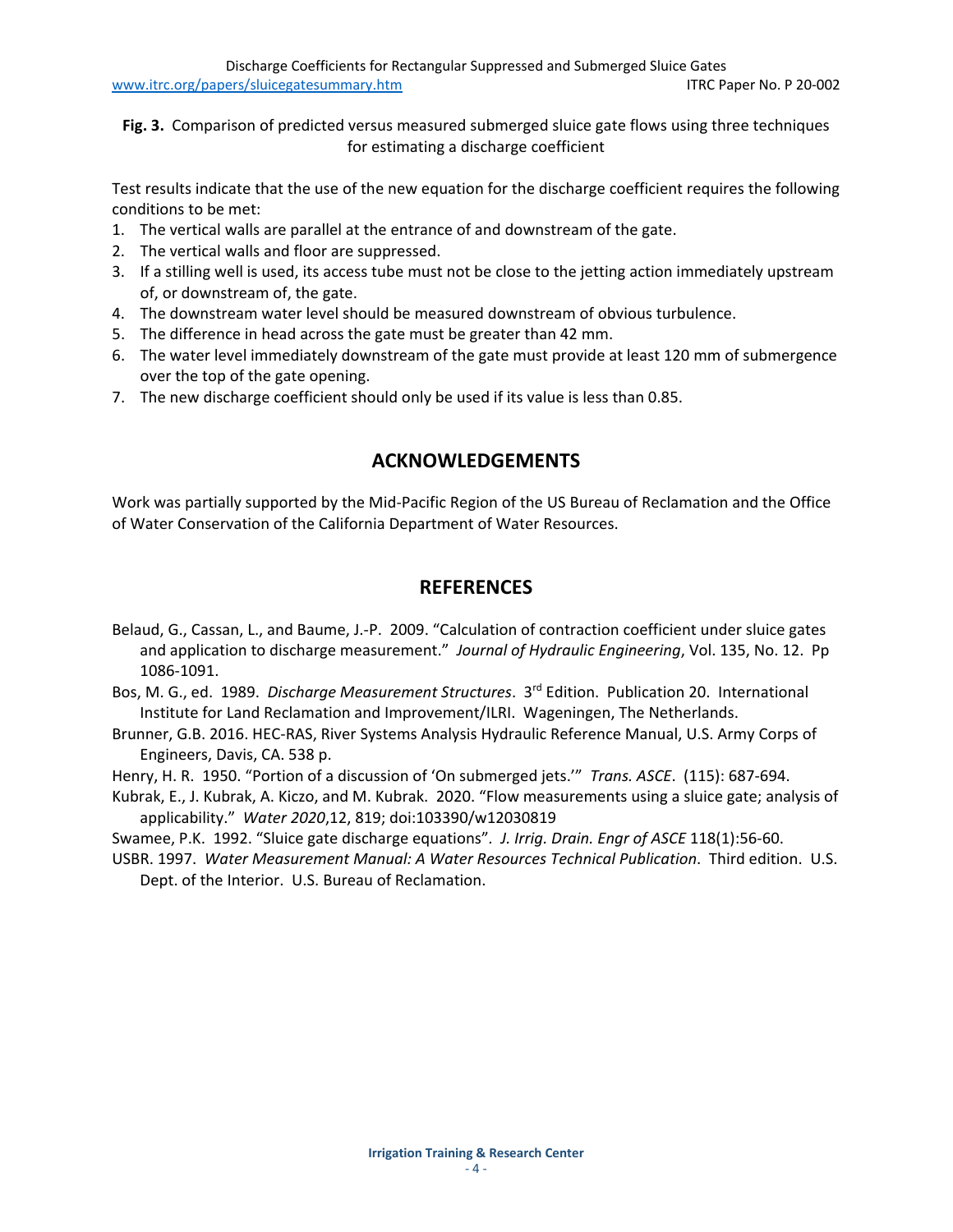**Fig. 3.** Comparison of predicted versus measured submerged sluice gate flows using three techniques for estimating a discharge coefficient

Test results indicate that the use of the new equation for the discharge coefficient requires the following conditions to be met:

1. The vertical walls are parallel at the entrance of and downstream of the gate.
2. The vertical walls and floor are suppressed.
3. If a stilling well is used, its access tube must not be close to the jetting action immediately upstream of, or downstream of, the gate.
4. The downstream water level should be measured downstream of obvious turbulence.
5. The difference in head across the gate must be greater than 42 mm.
6. The water level immediately downstream of the gate must provide at least 120 mm of submergence over the top of the gate opening.
7. The new discharge coefficient should only be used if its value is less than 0.85.

## ACKNOWLEDGEMENTS

Work was partially supported by the Mid-Pacific Region of the US Bureau of Reclamation and the Office of Water Conservation of the California Department of Water Resources.

## REFERENCES

Belaud, G., Cassan, L., and Baume, J.-P. 2009. "Calculation of contraction coefficient under sluice gates and application to discharge measurement." *Journal of Hydraulic Engineering*, Vol. 135, No. 12. Pp 1086-1091.

Bos, M. G., ed. 1989. *Discharge Measurement Structures*. 3rd Edition. Publication 20. International Institute for Land Reclamation and Improvement/ILRI. Wageningen, The Netherlands.

Brunner, G.B. 2016. HEC-RAS, River Systems Analysis Hydraulic Reference Manual, U.S. Army Corps of Engineers, Davis, CA. 538 p.

Henry, H. R. 1950. "Portion of a discussion of 'On submerged jets.'" *Trans. ASCE*. (115): 687-694.

Kubrak, E., J. Kubrak, A. Kiczo, and M. Kubrak. 2020. "Flow measurements using a sluice gate; analysis of applicability." *Water 2020*,12, 819; doi:103390/w12030819

Swamee, P.K. 1992. "Sluice gate discharge equations". *J. Irrig. Drain. Engr of ASCE* 118(1):56-60.

USBR. 1997. *Water Measurement Manual: A Water Resources Technical Publication*. Third edition. U.S. Dept. of the Interior. U.S. Bureau of Reclamation.